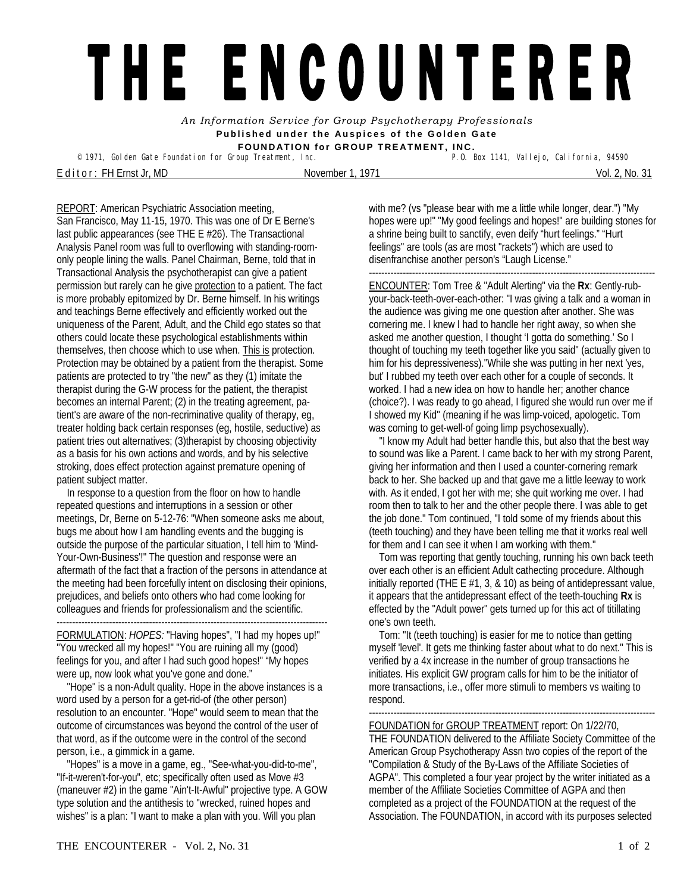# THE ENCOUNTERER

*An Information Service for Group Psychotherapy Professionals*

**Published under the Auspices of the Golden Gate FOUNDATION for GROUP TREATMENT, INC.**

© 1971, Golden Gate Foundation for Group Treatment, Inc. P.O. Box 1141, Vallejo, California, 94590

Editor: FH Ernst Jr, MD — November 1, 1971 — Vol. 2, No. 31

REPORT: American Psychiatric Association meeting, San Francisco, May 11-15, 1970. This was one of Dr E Berne's last public appearances (see THE E #26). The Transactional Analysis Panel room was full to overflowing with standing-room-only people lining the walls. Panel Chairman, Berne, told that in Transactional Analysis the psychotherapist can give a patient permission but rarely can he give protection to a patient. The fact is more probably epitomized by Dr. Berne himself. In his writings and teachings Berne effectively and efficiently worked out the uniqueness of the Parent, Adult, and the Child ego states so that others could locate these psychological establishments within themselves, then choose which to use when. This is protection. Protection may be obtained by a patient from the therapist. Some patients are protected to try "the new" as they (1) imitate the therapist during the G-W process for the patient, the therapist becomes an internal Parent; (2) in the treating agreement, patient's are aware of the non-recriminative quality of therapy, eg, treater holding back certain responses (eg, hostile, seductive) as patient tries out alternatives; (3)therapist by choosing objectivity as a basis for his own actions and words, and by his selective stroking, does effect protection against premature opening of patient subject matter.

In response to a question from the floor on how to handle repeated questions and interruptions in a session or other meetings, Dr, Berne on 5-12-76: "When someone asks me about, bugs me about how I am handling events and the bugging is outside the purpose of the particular situation, I tell him to 'Mind-Your-Own-Business'!" The question and response were an aftermath of the fact that a fraction of the persons in attendance at the meeting had been forcefully intent on disclosing their opinions, prejudices, and beliefs onto others who had come looking for colleagues and friends for professionalism and the scientific.

---

FORMULATION: *HOPES:* "Having hopes", "I had my hopes up!" "You wrecked all my hopes!" "You are ruining all my (good) feelings for you, and after I had such good hopes!" "My hopes were up, now look what you've gone and done."

"Hope" is a non-Adult quality. Hope in the above instances is a word used by a person for a get-rid-of (the other person) resolution to an encounter. "Hope" would seem to mean that the outcome of circumstances was beyond the control of the user of that word, as if the outcome were in the control of the second person, i.e., a gimmick in a game.

"Hopes" is a move in a game, eg., "See-what-you-did-to-me", "If-it-weren't-for-you", etc; specifically often used as Move #3 (maneuver #2) in the game "Ain't-It-Awful" projective type. A GOW type solution and the antithesis to "wrecked, ruined hopes and wishes" is a plan: "I want to make a plan with you. Will you plan with me? (vs "please bear with me a little while longer, dear.") "My hopes were up!" "My good feelings and hopes!" are building stones for a shrine being built to sanctify, even deify "hurt feelings." "Hurt feelings" are tools (as are most "rackets") which are used to disenfranchise another person's "Laugh License."

---

ENCOUNTER: Tom Tree & "Adult Alerting" via the **Rx**: Gently-rub-your-back-teeth-over-each-other: "I was giving a talk and a woman in the audience was giving me one question after another. She was cornering me. I knew I had to handle her right away, so when she asked me another question, I thought 'I gotta do something.' So I thought of touching my teeth together like you said" (actually given to him for his depressiveness)."While she was putting in her next 'yes, but' I rubbed my teeth over each other for a couple of seconds. It worked. I had a new idea on how to handle her; another chance (choice?). I was ready to go ahead, I figured she would run over me if I showed my Kid" (meaning if he was limp-voiced, apologetic. Tom was coming to get-well-of going limp psychosexually).

"I know my Adult had better handle this, but also that the best way to sound was like a Parent. I came back to her with my strong Parent, giving her information and then I used a counter-cornering remark back to her. She backed up and that gave me a little leeway to work with. As it ended, I got her with me; she quit working me over. I had room then to talk to her and the other people there. I was able to get the job done." Tom continued, "I told some of my friends about this (teeth touching) and they have been telling me that it works real well for them and I can see it when I am working with them."

Tom was reporting that gently touching, running his own back teeth over each other is an efficient Adult cathecting procedure. Although initially reported (THE E #1, 3, & 10) as being of antidepressant value, it appears that the antidepressant effect of the teeth-touching **Rx** is effected by the "Adult power" gets turned up for this act of titillating one's own teeth.

Tom: "It (teeth touching) is easier for me to notice than getting myself 'level'. It gets me thinking faster about what to do next." This is verified by a 4x increase in the number of group transactions he initiates. His explicit GW program calls for him to be the initiator of more transactions, i.e., offer more stimuli to members vs waiting to respond.

---

FOUNDATION for GROUP TREATMENT report: On 1/22/70, THE FOUNDATION delivered to the Affiliate Society Committee of the American Group Psychotherapy Assn two copies of the report of the "Compilation & Study of the By-Laws of the Affiliate Societies of AGPA". This completed a four year project by the writer initiated as a member of the Affiliate Societies Committee of AGPA and then completed as a project of the FOUNDATION at the request of the Association. The FOUNDATION, in accord with its purposes selected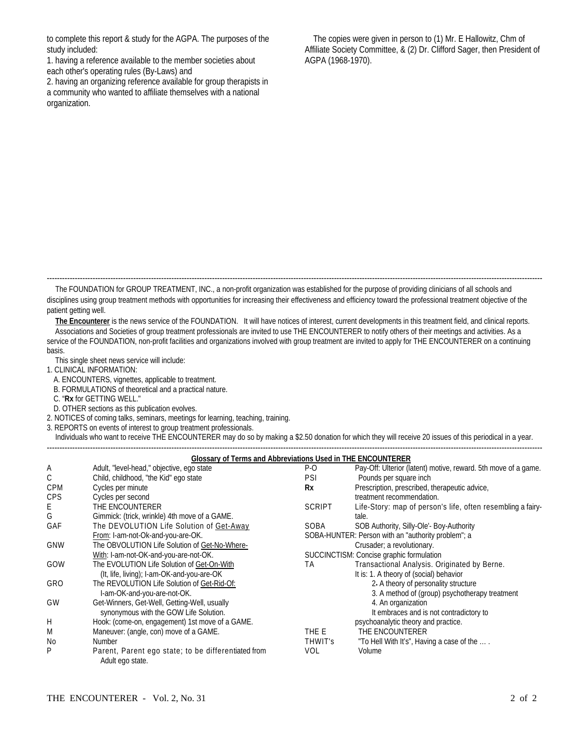to complete this report & study for the AGPA. The purposes of the study included:

1. having a reference available to the member societies about each other's operating rules (By-Laws) and
2. having an organizing reference available for group therapists in a community who wanted to affiliate themselves with a national organization.

The copies were given in person to (1) Mr. E Hallowitz, Chm of Affiliate Society Committee, & (2) Dr. Clifford Sager, then President of AGPA (1968-1970).

---

The FOUNDATION for GROUP TREATMENT, INC., a non-profit organization was established for the purpose of providing clinicians of all schools and disciplines using group treatment methods with opportunities for increasing their effectiveness and efficiency toward the professional treatment objective of the patient getting well.

**The Encounterer** is the news service of the FOUNDATION. It will have notices of interest, current developments in this treatment field, and clinical reports.

Associations and Societies of group treatment professionals are invited to use THE ENCOUNTERER to notify others of their meetings and activities. As a service of the FOUNDATION, non-profit facilities and organizations involved with group treatment are invited to apply for THE ENCOUNTERER on a continuing basis.

This single sheet news service will include:

1. CLINICAL INFORMATION:
   A. ENCOUNTERS, vignettes, applicable to treatment.
   B. FORMULATIONS of theoretical and a practical nature.
   C. "**Rx** for GETTING WELL."
   D. OTHER sections as this publication evolves.
2. NOTICES of coming talks, seminars, meetings for learning, teaching, training.
3. REPORTS on events of interest to group treatment professionals.

Individuals who want to receive THE ENCOUNTERER may do so by making a $2.50 donation for which they will receive 20 issues of this periodical in a year.

---

**Glossary of Terms and Abbreviations Used in THE ENCOUNTERER**

| | |
|---|---|
| A | Adult, "level-head," objective, ego state |
| C | Child, childhood, "the Kid" ego state |
| CPM | Cycles per minute |
| CPS | Cycles per second |
| E | THE ENCOUNTERER |
| G | Gimmick: (trick, wrinkle) 4th move of a GAME. |
| GAF | The DEVOLUTION Life Solution of Get-Away From: I-am-not-Ok-and-you-are-OK. |
| GNW | The OBVOLUTION Life Solution of Get-No-Where-With: I-am-not-OK-and-you-are-not-OK. |
| GOW | The EVOLUTION Life Solution of Get-On-With (It, life, living); I-am-OK-and-you-are-OK |
| GRO | The REVOLUTION Life Solution of Get-Rid-Of: I-am-OK-and-you-are-not-OK. |
| GW | Get-Winners, Get-Well, Getting-Well, usually synonymous with the GOW Life Solution. |
| H | Hook: (come-on, engagement) 1st move of a GAME. |
| M | Maneuver: (angle, con) move of a GAME. |
| No | Number |
| P | Parent, Parent ego state; to be differentiated from Adult ego state. |
| P-O | Pay-Off: Ulterior (latent) motive, reward. 5th move of a game. |
| PSI | Pounds per square inch |
| **Rx** | Prescription, prescribed, therapeutic advice, treatment recommendation. |
| SCRIPT | Life-Story: map of person's life, often resembling a fairy-tale. |
| SOBA | SOB Authority, Silly-Ole'- Boy-Authority |
| SOBA-HUNTER | Person with an "authority problem"; a Crusader; a revolutionary. |
| SUCCINCTISM | Concise graphic formulation |
| TA | Transactional Analysis. Originated by Berne. It is: 1. A theory of (social) behavior 2. A theory of personality structure 3. A method of (group) psychotherapy treatment 4. An organization. It embraces and is not contradictory to psychoanalytic theory and practice. |
| THE E | THE ENCOUNTERER |
| THWIT's | "To Hell With It's", Having a case of the … . |
| VOL | Volume |